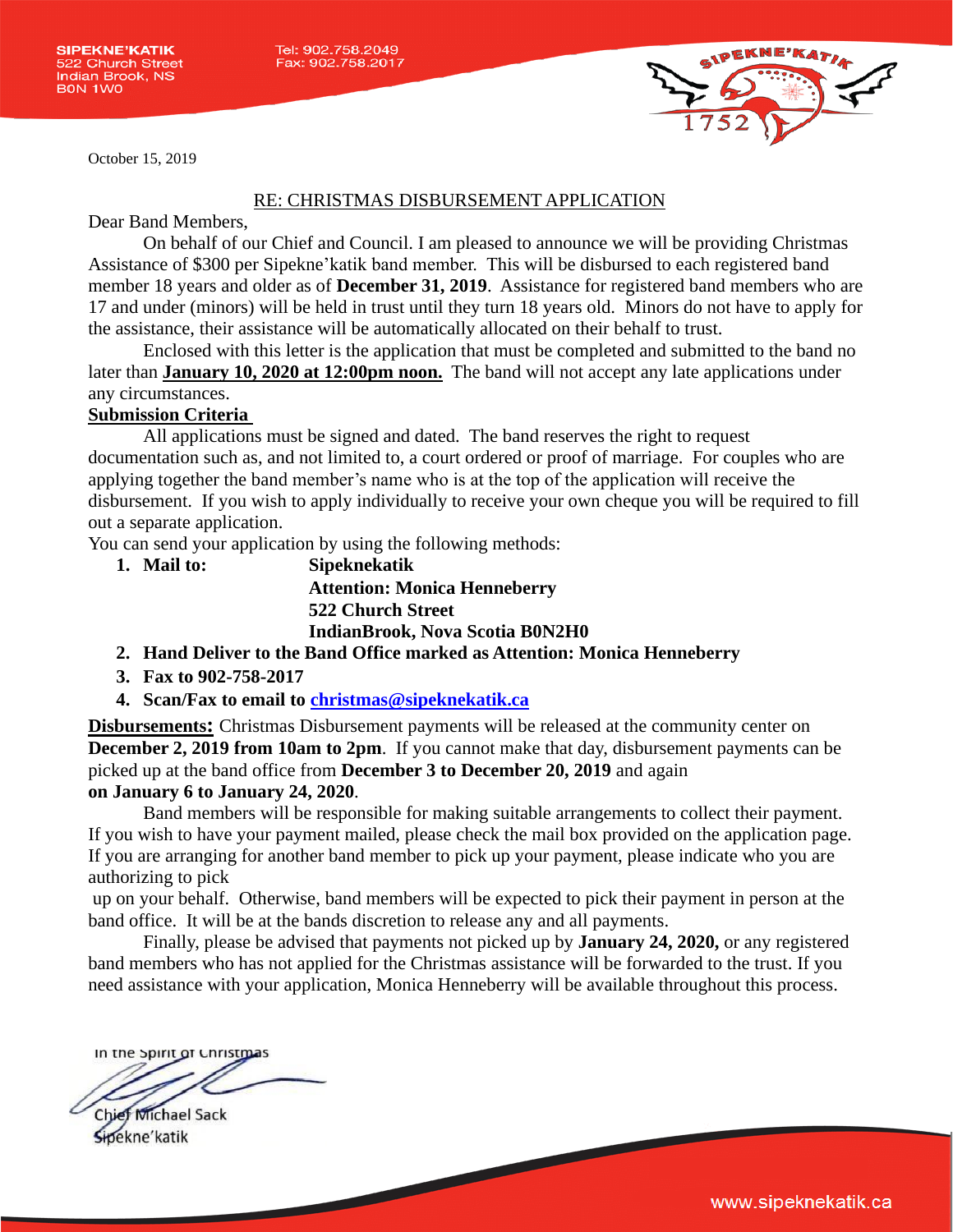SIPEKNE'KATIK
522 Church Street
Indian Brook, NS
B0N 1W0

Tel: 902.758.2049
Fax: 902.758.2017

October 15, 2019

RE: CHRISTMAS DISBURSEMENT APPLICATION

Dear Band Members,

On behalf of our Chief and Council. I am pleased to announce we will be providing Christmas Assistance of $300 per Sipekne'katik band member. This will be disbursed to each registered band member 18 years and older as of **December 31, 2019**. Assistance for registered band members who are 17 and under (minors) will be held in trust until they turn 18 years old. Minors do not have to apply for the assistance, their assistance will be automatically allocated on their behalf to trust.

Enclosed with this letter is the application that must be completed and submitted to the band no later than **January 10, 2020 at 12:00pm noon.** The band will not accept any late applications under any circumstances.

**Submission Criteria**

All applications must be signed and dated. The band reserves the right to request documentation such as, and not limited to, a court ordered or proof of marriage. For couples who are applying together the band member's name who is at the top of the application will receive the disbursement. If you wish to apply individually to receive your own cheque you will be required to fill out a separate application.

You can send your application by using the following methods:

1. **Mail to:** **Sipeknekatik**
   **Attention: Monica Henneberry**
   **522 Church Street**
   **IndianBrook, Nova Scotia B0N2H0**
2. **Hand Deliver to the Band Office marked as Attention: Monica Henneberry**
3. **Fax to 902-758-2017**
4. **Scan/Fax to email to christmas@sipeknekatik.ca**

**Disbursements:** Christmas Disbursement payments will be released at the community center on **December 2, 2019 from 10am to 2pm**. If you cannot make that day, disbursement payments can be picked up at the band office from **December 3 to December 20, 2019** and again **on January 6 to January 24, 2020**.

Band members will be responsible for making suitable arrangements to collect their payment. If you wish to have your payment mailed, please check the mail box provided on the application page. If you are arranging for another band member to pick up your payment, please indicate who you are authorizing to pick up on your behalf. Otherwise, band members will be expected to pick their payment in person at the band office. It will be at the bands discretion to release any and all payments.

Finally, please be advised that payments not picked up by **January 24, 2020,** or any registered band members who has not applied for the Christmas assistance will be forwarded to the trust. If you need assistance with your application, Monica Henneberry will be available throughout this process.

In the Spirit of Christmas

Chief Michael Sack
Sipekne'katik

www.sipeknekatik.ca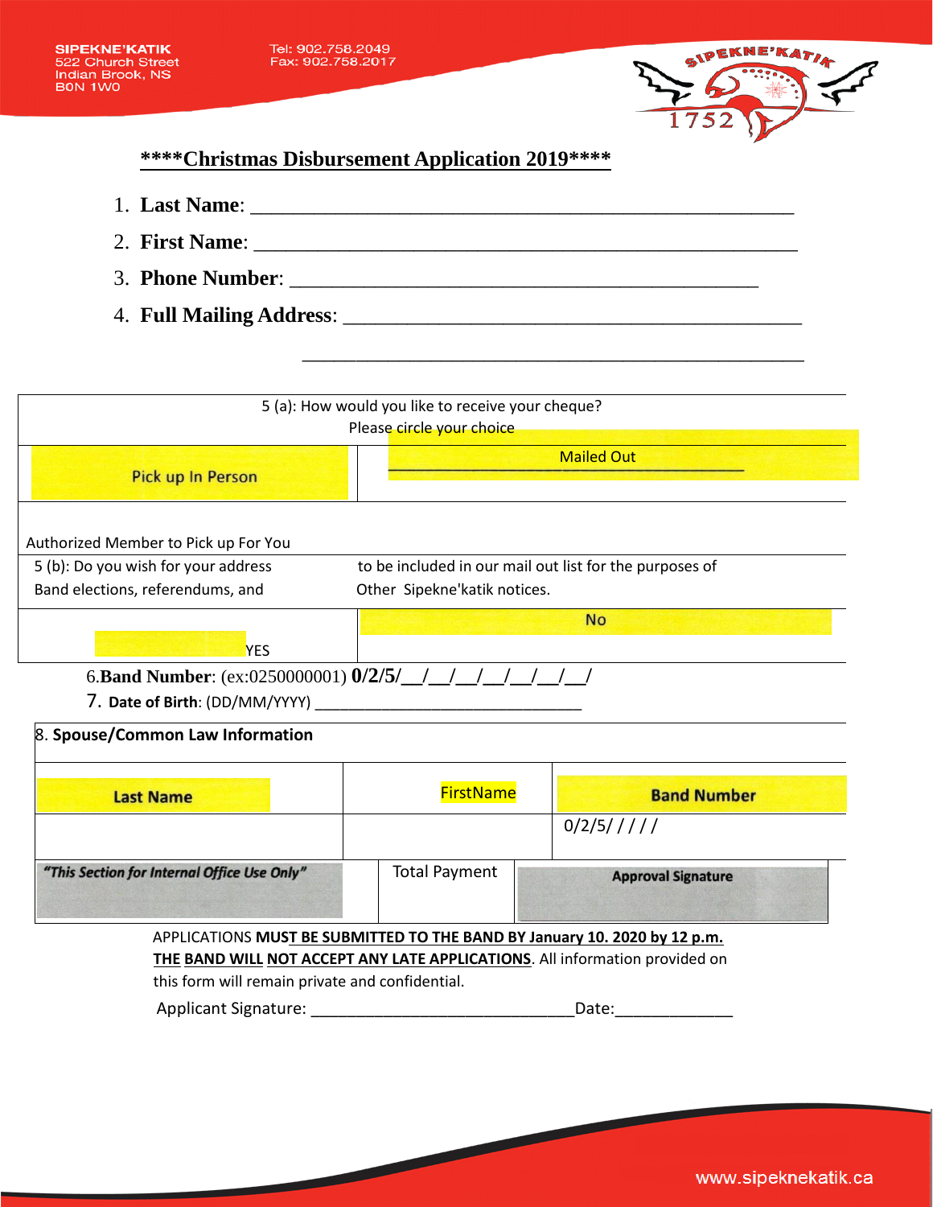SIPEKNE'KATIK
522 Church Street
Indian Brook, NS
B0N 1W0

Tel: 902.758.2049
Fax: 902.758.2017

# ****Christmas Disbursement Application 2019****

1. **Last Name**: ______________________________________________
2. **First Name**: ______________________________________________
3. **Phone Number**: _________________________________________
4. **Full Mailing Address**: _____________________________________

   _____________________________________________

| 5 (a): How would you like to receive your cheque? Please circle your choice | |
|---|---|
| Pick up In Person | Mailed Out |
| Authorized Member to Pick up For You | |
| 5 (b): Do you wish for your address to be included in our mail out list for the purposes of Band elections, referendums, and Other Sipekne'katik notices. | |
| YES | No |

6. **Band Number**: (ex:0250000001) **0/2/5/__/__/__/__/__/__/__/**
7. **Date of Birth**: (DD/MM/YYYY) ___________________________

| 8. **Spouse/Common Law Information** | | |
|---|---|---|
| **Last Name** | FirstName | **Band Number** |
| | | 0/2/5/ / / / / |
| ***"This Section for Internal Office Use Only"*** | Total Payment | **Approval Signature** |

APPLICATIONS **MUST BE SUBMITTED TO THE BAND BY January 10. 2020 by 12 p.m.** **THE BAND WILL NOT ACCEPT ANY LATE APPLICATIONS**. All information provided on this form will remain private and confidential.

Applicant Signature: ______________________________Date:_____________

www.sipeknekatik.ca